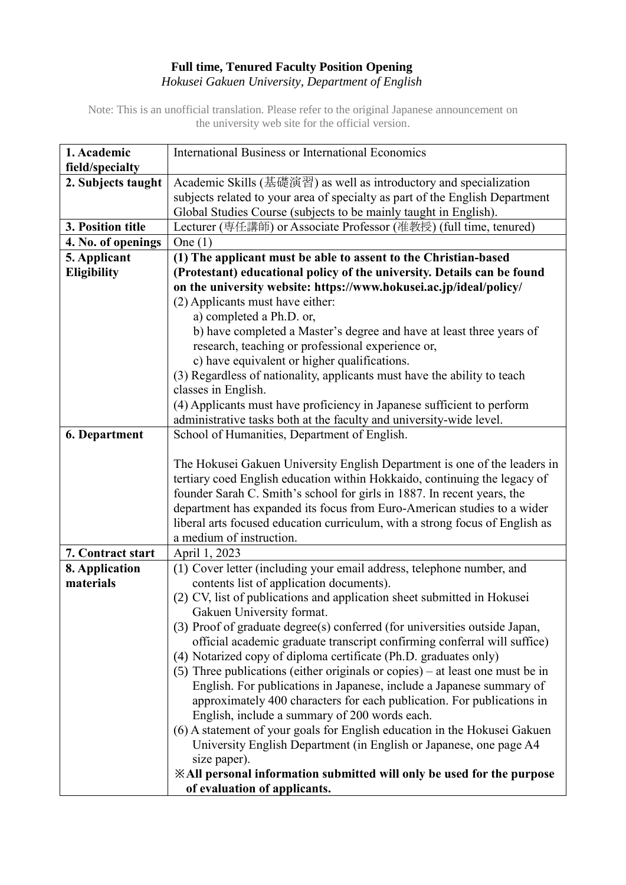**Full time, Tenured Faculty Position Opening**

*Hokusei Gakuen University, Department of English*

Note: This is an unofficial translation. Please refer to the original Japanese announcement on the university web site for the official version.

| **1. Academic field/specialty** | International Business or International Economics |
|---|---|
| **2. Subjects taught** | Academic Skills (基礎演習) as well as introductory and specialization subjects related to your area of specialty as part of the English Department Global Studies Course (subjects to be mainly taught in English). |
| **3. Position title** | Lecturer (専任講師) or Associate Professor (准教授) (full time, tenured) |
| **4. No. of openings** | One (1) |
| **5. Applicant Eligibility** | **(1) The applicant must be able to assent to the Christian-based (Protestant) educational policy of the university. Details can be found on the university website: https://www.hokusei.ac.jp/ideal/policy/**<br>(2) Applicants must have either:<br>a) completed a Ph.D. or,<br>b) have completed a Master's degree and have at least three years of research, teaching or professional experience or,<br>c) have equivalent or higher qualifications.<br>(3) Regardless of nationality, applicants must have the ability to teach classes in English.<br>(4) Applicants must have proficiency in Japanese sufficient to perform administrative tasks both at the faculty and university-wide level. |
| **6. Department** | School of Humanities, Department of English.<br><br>The Hokusei Gakuen University English Department is one of the leaders in tertiary coed English education within Hokkaido, continuing the legacy of founder Sarah C. Smith's school for girls in 1887. In recent years, the department has expanded its focus from Euro-American studies to a wider liberal arts focused education curriculum, with a strong focus of English as a medium of instruction. |
| **7. Contract start** | April 1, 2023 |
| **8. Application materials** | (1) Cover letter (including your email address, telephone number, and contents list of application documents).<br>(2) CV, list of publications and application sheet submitted in Hokusei Gakuen University format.<br>(3) Proof of graduate degree(s) conferred (for universities outside Japan, official academic graduate transcript confirming conferral will suffice)<br>(4) Notarized copy of diploma certificate (Ph.D. graduates only)<br>(5) Three publications (either originals or copies) – at least one must be in English. For publications in Japanese, include a Japanese summary of approximately 400 characters for each publication. For publications in English, include a summary of 200 words each.<br>(6) A statement of your goals for English education in the Hokusei Gakuen University English Department (in English or Japanese, one page A4 size paper).<br>**※All personal information submitted will only be used for the purpose of evaluation of applicants.** |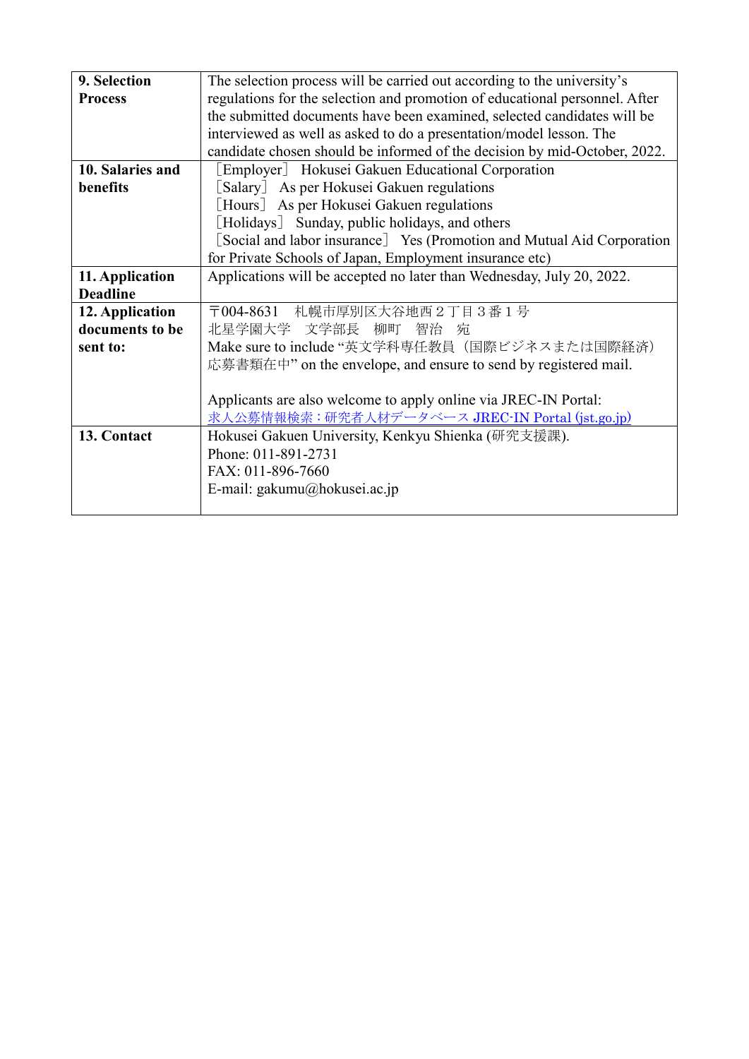| | |
|---|---|
| **9. Selection Process** | The selection process will be carried out according to the university's regulations for the selection and promotion of educational personnel. After the submitted documents have been examined, selected candidates will be interviewed as well as asked to do a presentation/model lesson. The candidate chosen should be informed of the decision by mid-October, 2022. |
| **10. Salaries and benefits** | ［Employer］ Hokusei Gakuen Educational Corporation<br>［Salary］ As per Hokusei Gakuen regulations<br>［Hours］ As per Hokusei Gakuen regulations<br>［Holidays］ Sunday, public holidays, and others<br>［Social and labor insurance］ Yes (Promotion and Mutual Aid Corporation for Private Schools of Japan, Employment insurance etc) |
| **11. Application Deadline** | Applications will be accepted no later than Wednesday, July 20, 2022. |
| **12. Application documents to be sent to:** | 〒004-8631　札幌市厚別区大谷地西２丁目３番１号<br>北星学園大学　文学部長　柳町　智治　宛<br>Make sure to include "英文学科専任教員（国際ビジネスまたは国際経済）応募書類在中" on the envelope, and ensure to send by registered mail.<br><br>Applicants are also welcome to apply online via JREC-IN Portal:<br>求人公募情報検索：研究者人材データベース JREC-IN Portal (jst.go.jp) |
| **13. Contact** | Hokusei Gakuen University, Kenkyu Shienka (研究支援課).<br>Phone: 011-891-2731<br>FAX: 011-896-7660<br>E-mail: gakumu@hokusei.ac.jp |